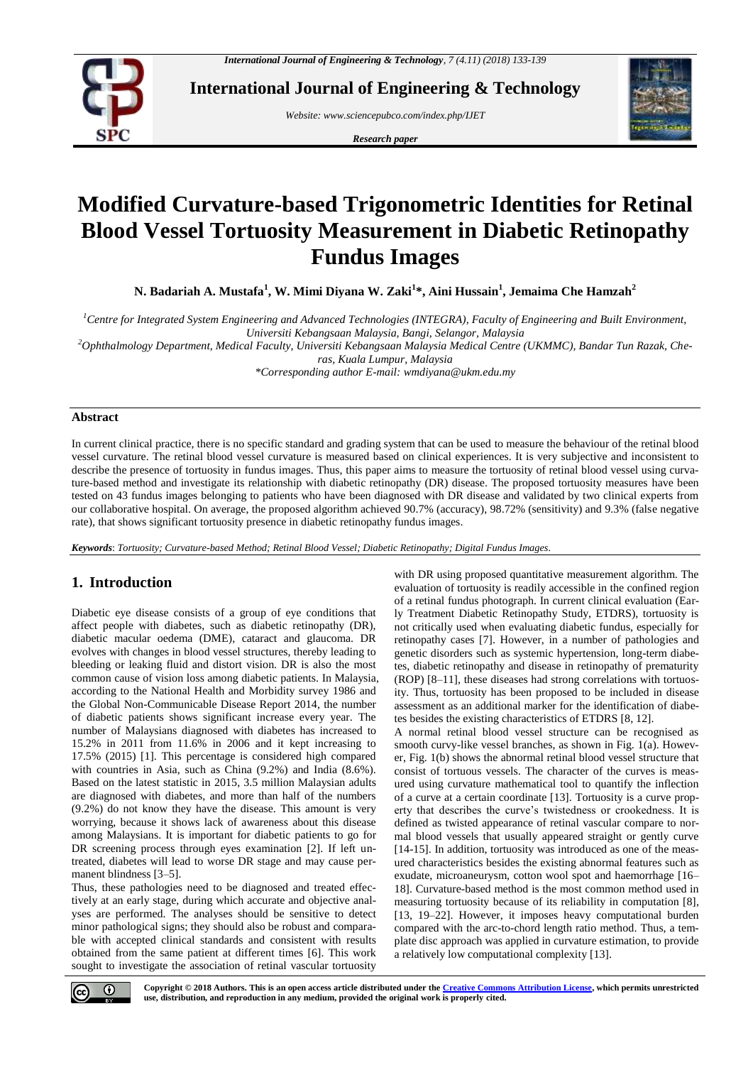# Modified Curvature-based Trigonometric Identities for Retinal Blood Vessel Tortuosity Measurement in Diabetic Retinopathy Fundus Images

**N. Badariah A. Mustafa[1], W. Mimi Diyana W. Zaki[1]\*, Aini Hussain[1], Jemaima Che Hamzah[2]**

[1] *Centre for Integrated System Engineering and Advanced Technologies (INTEGRA), Faculty of Engineering and Built Environment, Universiti Kebangsaan Malaysia, Bangi, Selangor, Malaysia*

[2] *Ophthalmology Department, Medical Faculty, Universiti Kebangsaan Malaysia Medical Centre (UKMMC), Bandar Tun Razak, Cheras, Kuala Lumpur, Malaysia*

*\*Corresponding author E-mail: wmdiyana@ukm.edu.my*

## Abstract

In current clinical practice, there is no specific standard and grading system that can be used to measure the behaviour of the retinal blood vessel curvature. The retinal blood vessel curvature is measured based on clinical experiences. It is very subjective and inconsistent to describe the presence of tortuosity in fundus images. Thus, this paper aims to measure the tortuosity of retinal blood vessel using curvature-based method and investigate its relationship with diabetic retinopathy (DR) disease. The proposed tortuosity measures have been tested on 43 fundus images belonging to patients who have been diagnosed with DR disease and validated by two clinical experts from our collaborative hospital. On average, the proposed algorithm achieved 90.7% (accuracy), 98.72% (sensitivity) and 9.3% (false negative rate), that shows significant tortuosity presence in diabetic retinopathy fundus images.

***Keywords***: *Tortuosity; Curvature-based Method; Retinal Blood Vessel; Diabetic Retinopathy; Digital Fundus Images.*

## 1. Introduction

Diabetic eye disease consists of a group of eye conditions that affect people with diabetes, such as diabetic retinopathy (DR), diabetic macular oedema (DME), cataract and glaucoma. DR evolves with changes in blood vessel structures, thereby leading to bleeding or leaking fluid and distort vision. DR is also the most common cause of vision loss among diabetic patients. In Malaysia, according to the National Health and Morbidity survey 1986 and the Global Non-Communicable Disease Report 2014, the number of diabetic patients shows significant increase every year. The number of Malaysians diagnosed with diabetes has increased to 15.2% in 2011 from 11.6% in 2006 and it kept increasing to 17.5% (2015) [1]. This percentage is considered high compared with countries in Asia, such as China (9.2%) and India (8.6%). Based on the latest statistic in 2015, 3.5 million Malaysian adults are diagnosed with diabetes, and more than half of the numbers (9.2%) do not know they have the disease. This amount is very worrying, because it shows lack of awareness about this disease among Malaysians. It is important for diabetic patients to go for DR screening process through eyes examination [2]. If left untreated, diabetes will lead to worse DR stage and may cause permanent blindness [3–5].

Thus, these pathologies need to be diagnosed and treated effectively at an early stage, during which accurate and objective analyses are performed. The analyses should be sensitive to detect minor pathological signs; they should also be robust and comparable with accepted clinical standards and consistent with results obtained from the same patient at different times [6]. This work sought to investigate the association of retinal vascular tortuosity with DR using proposed quantitative measurement algorithm. The evaluation of tortuosity is readily accessible in the confined region of a retinal fundus photograph. In current clinical evaluation (Early Treatment Diabetic Retinopathy Study, ETDRS), tortuosity is not critically used when evaluating diabetic fundus, especially for retinopathy cases [7]. However, in a number of pathologies and genetic disorders such as systemic hypertension, long-term diabetes, diabetic retinopathy and disease in retinopathy of prematurity (ROP) [8–11], these diseases had strong correlations with tortuosity. Thus, tortuosity has been proposed to be included in disease assessment as an additional marker for the identification of diabetes besides the existing characteristics of ETDRS [8, 12].

A normal retinal blood vessel structure can be recognised as smooth curvy-like vessel branches, as shown in Fig. 1(a). However, Fig. 1(b) shows the abnormal retinal blood vessel structure that consist of tortuous vessels. The character of the curves is measured using curvature mathematical tool to quantify the inflection of a curve at a certain coordinate [13]. Tortuosity is a curve property that describes the curve's twistedness or crookedness. It is defined as twisted appearance of retinal vascular compare to normal blood vessels that usually appeared straight or gently curve [14-15]. In addition, tortuosity was introduced as one of the measured characteristics besides the existing abnormal features such as exudate, microaneurysm, cotton wool spot and haemorrhage [16–18]. Curvature-based method is the most common method used in measuring tortuosity because of its reliability in computation [8], [13, 19–22]. However, it imposes heavy computational burden compared with the arc-to-chord length ratio method. Thus, a template disc approach was applied in curvature estimation, to provide a relatively low computational complexity [13].

**Copyright © 2018 Authors. This is an open access article distributed under the Creative Commons Attribution License, which permits unrestricted use, distribution, and reproduction in any medium, provided the original work is properly cited.**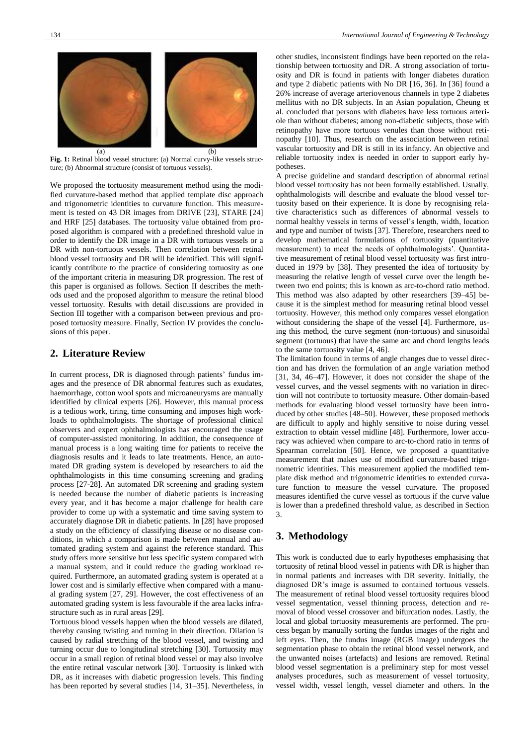(a) (b)

**Fig. 1:** Retinal blood vessel structure: (a) Normal curvy-like vessels structure; (b) Abnormal structure (consist of tortuous vessels).

We proposed the tortuosity measurement method using the modified curvature-based method that applied template disc approach and trigonometric identities to curvature function. This measurement is tested on 43 DR images from DRIVE [23], STARE [24] and HRF [25] databases. The tortuosity value obtained from proposed algorithm is compared with a predefined threshold value in order to identify the DR image in a DR with tortuous vessels or a DR with non-tortuous vessels. Then correlation between retinal blood vessel tortuosity and DR will be identified. This will significantly contribute to the practice of considering tortuosity as one of the important criteria in measuring DR progression. The rest of this paper is organised as follows. Section II describes the methods used and the proposed algorithm to measure the retinal blood vessel tortuosity. Results with detail discussions are provided in Section III together with a comparison between previous and proposed tortuosity measure. Finally, Section IV provides the conclusions of this paper.

## 2. Literature Review

In current process, DR is diagnosed through patients' fundus images and the presence of DR abnormal features such as exudates, haemorrhage, cotton wool spots and microaneurysms are manually identified by clinical experts [26]. However, this manual process is a tedious work, tiring, time consuming and imposes high workloads to ophthalmologists. The shortage of professional clinical observers and expert ophthalmologists has encouraged the usage of computer-assisted monitoring. In addition, the consequence of manual process is a long waiting time for patients to receive the diagnosis results and it leads to late treatments. Hence, an automated DR grading system is developed by researchers to aid the ophthalmologists in this time consuming screening and grading process [27-28]. An automated DR screening and grading system is needed because the number of diabetic patients is increasing every year, and it has become a major challenge for health care provider to come up with a systematic and time saving system to accurately diagnose DR in diabetic patients. In [28] have proposed a study on the efficiency of classifying disease or no disease conditions, in which a comparison is made between manual and automated grading system and against the reference standard. This study offers more sensitive but less specific system compared with a manual system, and it could reduce the grading workload required. Furthermore, an automated grading system is operated at a lower cost and is similarly effective when compared with a manual grading system [27, 29]. However, the cost effectiveness of an automated grading system is less favourable if the area lacks infrastructure such as in rural areas [29].

Tortuous blood vessels happen when the blood vessels are dilated, thereby causing twisting and turning in their direction. Dilation is caused by radial stretching of the blood vessel, and twisting and turning occur due to longitudinal stretching [30]. Tortuosity may occur in a small region of retinal blood vessel or may also involve the entire retinal vascular network [30]. Tortuosity is linked with DR, as it increases with diabetic progression levels. This finding has been reported by several studies [14, 31–35]. Nevertheless, in other studies, inconsistent findings have been reported on the relationship between tortuosity and DR. A strong association of tortuosity and DR is found in patients with longer diabetes duration and type 2 diabetic patients with No DR [16, 36]. In [36] found a 26% increase of average arteriovenous channels in type 2 diabetes mellitus with no DR subjects. In an Asian population, Cheung et al. concluded that persons with diabetes have less tortuous arteriole than without diabetes; among non-diabetic subjects, those with retinopathy have more tortuous venules than those without retinopathy [10]. Thus, research on the association between retinal vascular tortuosity and DR is still in its infancy. An objective and reliable tortuosity index is needed in order to support early hypotheses.

A precise guideline and standard description of abnormal retinal blood vessel tortuosity has not been formally established. Usually, ophthalmologists will describe and evaluate the blood vessel tortuosity based on their experience. It is done by recognising relative characteristics such as differences of abnormal vessels to normal healthy vessels in terms of vessel's length, width, location and type and number of twists [37]. Therefore, researchers need to develop mathematical formulations of tortuosity (quantitative measurement) to meet the needs of ophthalmologists'. Quantitative measurement of retinal blood vessel tortuosity was first introduced in 1979 by [38]. They presented the idea of tortuosity by measuring the relative length of vessel curve over the length between two end points; this is known as arc-to-chord ratio method. This method was also adapted by other researchers [39–45] because it is the simplest method for measuring retinal blood vessel tortuosity. However, this method only compares vessel elongation without considering the shape of the vessel [4]. Furthermore, using this method, the curve segment (non-tortuous) and sinusoidal segment (tortuous) that have the same arc and chord lengths leads to the same tortuosity value [4, 46].

The limitation found in terms of angle changes due to vessel direction and has driven the formulation of an angle variation method [31, 34, 46–47]. However, it does not consider the shape of the vessel curves, and the vessel segments with no variation in direction will not contribute to tortuosity measure. Other domain-based methods for evaluating blood vessel tortuosity have been introduced by other studies [48–50]. However, these proposed methods are difficult to apply and highly sensitive to noise during vessel extraction to obtain vessel midline [48]. Furthermore, lower accuracy was achieved when compare to arc-to-chord ratio in terms of Spearman correlation [50]. Hence, we proposed a quantitative measurement that makes use of modified curvature-based trigonometric identities. This measurement applied the modified template disk method and trigonometric identities to extended curvature function to measure the vessel curvature. The proposed measures identified the curve vessel as tortuous if the curve value is lower than a predefined threshold value, as described in Section 3.

## 3. Methodology

This work is conducted due to early hypotheses emphasising that tortuosity of retinal blood vessel in patients with DR is higher than in normal patients and increases with DR severity. Initially, the diagnosed DR's image is assumed to contained tortuous vessels. The measurement of retinal blood vessel tortuosity requires blood vessel segmentation, vessel thinning process, detection and removal of blood vessel crossover and bifurcation nodes. Lastly, the local and global tortuosity measurements are performed. The process began by manually sorting the fundus images of the right and left eyes. Then, the fundus image (RGB image) undergoes the segmentation phase to obtain the retinal blood vessel network, and the unwanted noises (artefacts) and lesions are removed. Retinal blood vessel segmentation is a preliminary step for most vessel analyses procedures, such as measurement of vessel tortuosity, vessel width, vessel length, vessel diameter and others. In the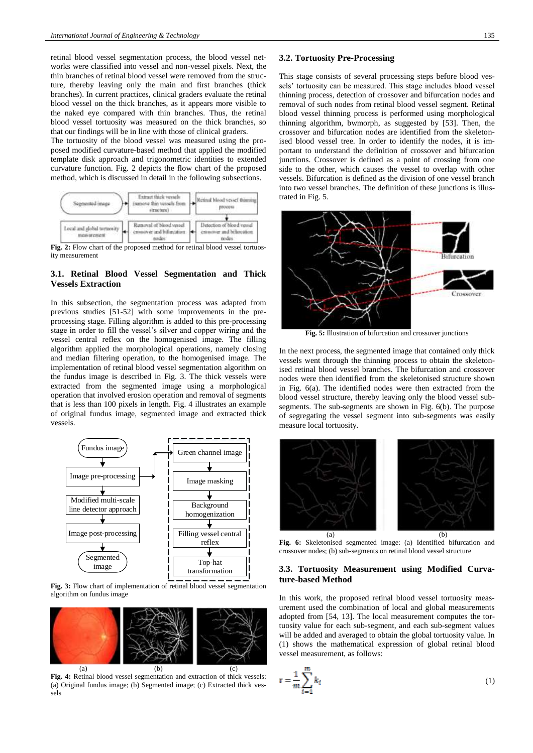retinal blood vessel segmentation process, the blood vessel networks were classified into vessel and non-vessel pixels. Next, the thin branches of retinal blood vessel were removed from the structure, thereby leaving only the main and first branches (thick branches). In current practices, clinical graders evaluate the retinal blood vessel on the thick branches, as it appears more visible to the naked eye compared with thin branches. Thus, the retinal blood vessel tortuosity was measured on the thick branches, so that our findings will be in line with those of clinical graders.

The tortuosity of the blood vessel was measured using the proposed modified curvature-based method that applied the modified template disk approach and trigonometric identities to extended curvature function. Fig. 2 depicts the flow chart of the proposed method, which is discussed in detail in the following subsections.

**Fig. 2:** Flow chart of the proposed method for retinal blood vessel tortuosity measurement

### 3.1. Retinal Blood Vessel Segmentation and Thick Vessels Extraction

In this subsection, the segmentation process was adapted from previous studies [51-52] with some improvements in the pre-processing stage. Filling algorithm is added to this pre-processing stage in order to fill the vessel's silver and copper wiring and the vessel central reflex on the homogenised image. The filling algorithm applied the morphological operations, namely closing and median filtering operation, to the homogenised image. The implementation of retinal blood vessel segmentation algorithm on the fundus image is described in Fig. 3. The thick vessels were extracted from the segmented image using a morphological operation that involved erosion operation and removal of segments that is less than 100 pixels in length. Fig. 4 illustrates an example of original fundus image, segmented image and extracted thick vessels.

**Fig. 3:** Flow chart of implementation of retinal blood vessel segmentation algorithm on fundus image

**Fig. 4:** Retinal blood vessel segmentation and extraction of thick vessels: (a) Original fundus image; (b) Segmented image; (c) Extracted thick vessels

### 3.2. Tortuosity Pre-Processing

This stage consists of several processing steps before blood vessels' tortuosity can be measured. This stage includes blood vessel thinning process, detection of crossover and bifurcation nodes and removal of such nodes from retinal blood vessel segment. Retinal blood vessel thinning process is performed using morphological thinning algorithm, bwmorph, as suggested by [53]. Then, the crossover and bifurcation nodes are identified from the skeletonised blood vessel tree. In order to identify the nodes, it is important to understand the definition of crossover and bifurcation junctions. Crossover is defined as a point of crossing from one side to the other, which causes the vessel to overlap with other vessels. Bifurcation is defined as the division of one vessel branch into two vessel branches. The definition of these junctions is illustrated in Fig. 5.

**Fig. 5:** Illustration of bifurcation and crossover junctions

In the next process, the segmented image that contained only thick vessels went through the thinning process to obtain the skeletonised retinal blood vessel branches. The bifurcation and crossover nodes were then identified from the skeletonised structure shown in Fig. 6(a). The identified nodes were then extracted from the blood vessel structure, thereby leaving only the blood vessel sub-segments. The sub-segments are shown in Fig. 6(b). The purpose of segregating the vessel segment into sub-segments was easily measure local tortuosity.

**Fig. 6:** Skeletonised segmented image: (a) Identified bifurcation and crossover nodes; (b) sub-segments on retinal blood vessel structure

### 3.3. Tortuosity Measurement using Modified Curvature-based Method

In this work, the proposed retinal blood vessel tortuosity measurement used the combination of local and global measurements adopted from [54, 13]. The local measurement computes the tortuosity value for each sub-segment, and each sub-segment values will be added and averaged to obtain the global tortuosity value. In (1) shows the mathematical expression of global retinal blood vessel measurement, as follows:

$$\tau = \frac{1}{m}\sum_{i=1}^{m} k_i \tag{1}$$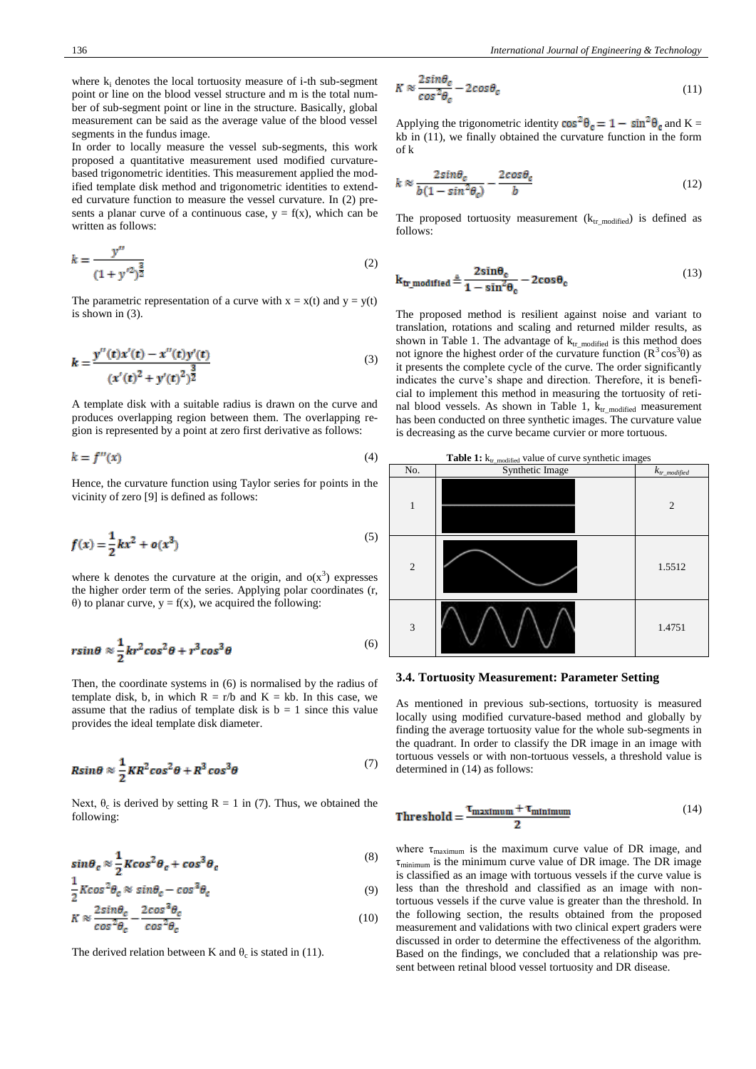where $k_i$ denotes the local tortuosity measure of i-th sub-segment point or line on the blood vessel structure and m is the total number of sub-segment point or line in the structure. Basically, global measurement can be said as the average value of the blood vessel segments in the fundus image.

In order to locally measure the vessel sub-segments, this work proposed a quantitative measurement used modified curvature-based trigonometric identities. This measurement applied the modified template disk method and trigonometric identities to extended curvature function to measure the vessel curvature. In (2) presents a planar curve of a continuous case, $y = f(x)$, which can be written as follows:

$$k = \frac{y''}{(1+y'^2)^{\frac{3}{2}}} \tag{2}$$

The parametric representation of a curve with $x = x(t)$ and $y = y(t)$ is shown in (3).

$$k = \frac{y''(t)x'(t) - x''(t)y'(t)}{(x'(t)^2 + y'(t)^2)^{\frac{3}{2}}} \tag{3}$$

A template disk with a suitable radius is drawn on the curve and produces overlapping region between them. The overlapping region is represented by a point at zero first derivative as follows:

$$k = f''(x) \tag{4}$$

Hence, the curvature function using Taylor series for points in the vicinity of zero [9] is defined as follows:

$$f(x) = \frac{1}{2}kx^2 + o(x^3) \tag{5}$$

where k denotes the curvature at the origin, and $o(x^3)$ expresses the higher order term of the series. Applying polar coordinates $(r, \theta)$ to planar curve, $y = f(x)$, we acquired the following:

$$r\sin\theta \approx \frac{1}{2}kr^2\cos^2\theta + r^3\cos^3\theta \tag{6}$$

Then, the coordinate systems in (6) is normalised by the radius of template disk, b, in which $R = r/b$ and $K = kb$. In this case, we assume that the radius of template disk is $b = 1$ since this value provides the ideal template disk diameter.

$$R\sin\theta \approx \frac{1}{2}KR^2\cos^2\theta + R^3\cos^3\theta \tag{7}$$

Next, $\theta_c$ is derived by setting $R = 1$ in (7). Thus, we obtained the following:

$$\sin\theta_c \approx \frac{1}{2}K\cos^2\theta_c + \cos^3\theta_c \tag{8}$$

$$\frac{1}{2}K\cos^2\theta_c \approx \sin\theta_c - \cos^3\theta_c \tag{9}$$

$$K \approx \frac{2\sin\theta_c}{\cos^2\theta_c} - \frac{2\cos^3\theta_c}{\cos^2\theta_c} \tag{10}$$

The derived relation between K and $\theta_c$ is stated in (11).

$$K \approx \frac{2\sin\theta_c}{\cos^2\theta_c} - 2\cos\theta_c \tag{11}$$

Applying the trigonometric identity $\cos^2\theta_c = 1 - \sin^2\theta_c$ and $K = kb$ in (11), we finally obtained the curvature function in the form of k

$$k \approx \frac{2\sin\theta_c}{b(1-\sin^2\theta_c)} - \frac{2\cos\theta_c}{b} \tag{12}$$

The proposed tortuosity measurement ($k_{tr\_modified}$) is defined as follows:

$$k_{tr\_modified} \triangleq \frac{2\sin\theta_c}{1-\sin^2\theta_c} - 2\cos\theta_c \tag{13}$$

The proposed method is resilient against noise and variant to translation, rotations and scaling and returned milder results, as shown in Table 1. The advantage of $k_{tr\_modified}$ is this method does not ignore the highest order of the curvature function ($R^3\cos^3\theta$) as it presents the complete cycle of the curve. The order significantly indicates the curve's shape and direction. Therefore, it is beneficial to implement this method in measuring the tortuosity of retinal blood vessels. As shown in Table 1, $k_{tr\_modified}$ measurement has been conducted on three synthetic images. The curvature value is decreasing as the curve became curvier or more tortuous.

**Table 1:** $k_{tr\_modified}$ value of curve synthetic images

| No. | Synthetic Image | $k_{tr\_modified}$ |
|---|---|---|
| 1 | | 2 |
| 2 | | 1.5512 |
| 3 | | 1.4751 |

### 3.4. Tortuosity Measurement: Parameter Setting

As mentioned in previous sub-sections, tortuosity is measured locally using modified curvature-based method and globally by finding the average tortuosity value for the whole sub-segments in the quadrant. In order to classify the DR image in an image with tortuous vessels or with non-tortuous vessels, a threshold value is determined in (14) as follows:

$$\text{Threshold} = \frac{\tau_{\text{maximum}} + \tau_{\text{minimum}}}{2} \tag{14}$$

where $\tau_{maximum}$ is the maximum curve value of DR image, and $\tau_{minimum}$ is the minimum curve value of DR image. The DR image is classified as an image with tortuous vessels if the curve value is less than the threshold and classified as an image with non-tortuous vessels if the curve value is greater than the threshold. In the following section, the results obtained from the proposed measurement and validations with two clinical expert graders were discussed in order to determine the effectiveness of the algorithm. Based on the findings, we concluded that a relationship was present between retinal blood vessel tortuosity and DR disease.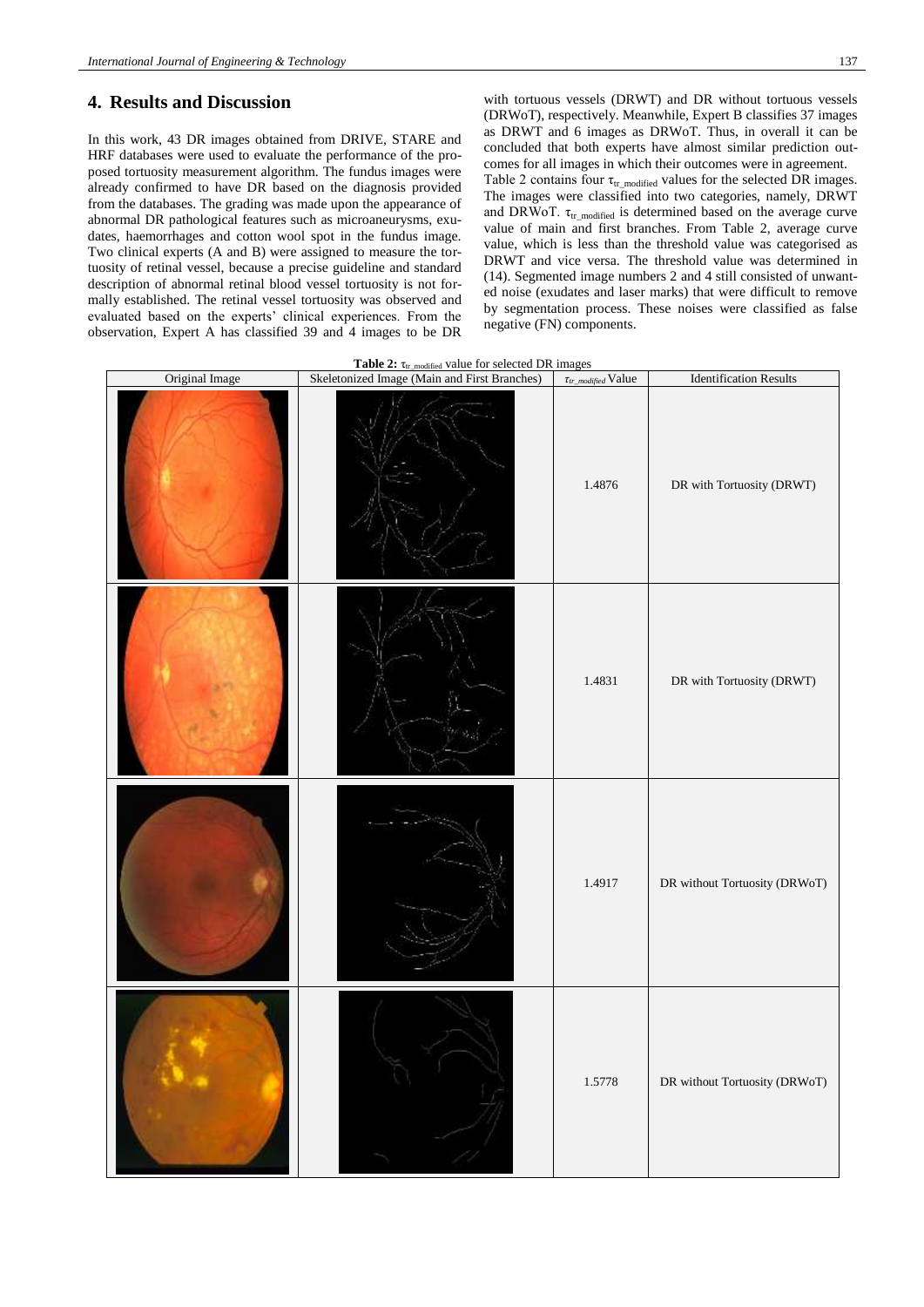## 4. Results and Discussion

In this work, 43 DR images obtained from DRIVE, STARE and HRF databases were used to evaluate the performance of the proposed tortuosity measurement algorithm. The fundus images were already confirmed to have DR based on the diagnosis provided from the databases. The grading was made upon the appearance of abnormal DR pathological features such as microaneurysms, exudates, haemorrhages and cotton wool spot in the fundus image. Two clinical experts (A and B) were assigned to measure the tortuosity of retinal vessel, because a precise guideline and standard description of abnormal retinal blood vessel tortuosity is not formally established. The retinal vessel tortuosity was observed and evaluated based on the experts' clinical experiences. From the observation, Expert A has classified 39 and 4 images to be DR with tortuous vessels (DRWT) and DR without tortuous vessels (DRWoT), respectively. Meanwhile, Expert B classifies 37 images as DRWT and 6 images as DRWoT. Thus, in overall it can be concluded that both experts have almost similar prediction outcomes for all images in which their outcomes were in agreement.

Table 2 contains four $\tau_{tr\_modified}$ values for the selected DR images. The images were classified into two categories, namely, DRWT and DRWoT. $\tau_{tr\_modified}$ is determined based on the average curve value of main and first branches. From Table 2, average curve value, which is less than the threshold value was categorised as DRWT and vice versa. The threshold value was determined in (14). Segmented image numbers 2 and 4 still consisted of unwanted noise (exudates and laser marks) that were difficult to remove by segmentation process. These noises were classified as false negative (FN) components.

**Table 2:** $\tau_{tr\_modified}$ value for selected DR images

| Original Image | Skeletonized Image (Main and First Branches) | $\tau_{tr\_modified}$ Value | Identification Results |
|---|---|---|---|
| | | 1.4876 | DR with Tortuosity (DRWT) |
| | | 1.4831 | DR with Tortuosity (DRWT) |
| | | 1.4917 | DR without Tortuosity (DRWoT) |
| | | 1.5778 | DR without Tortuosity (DRWoT) |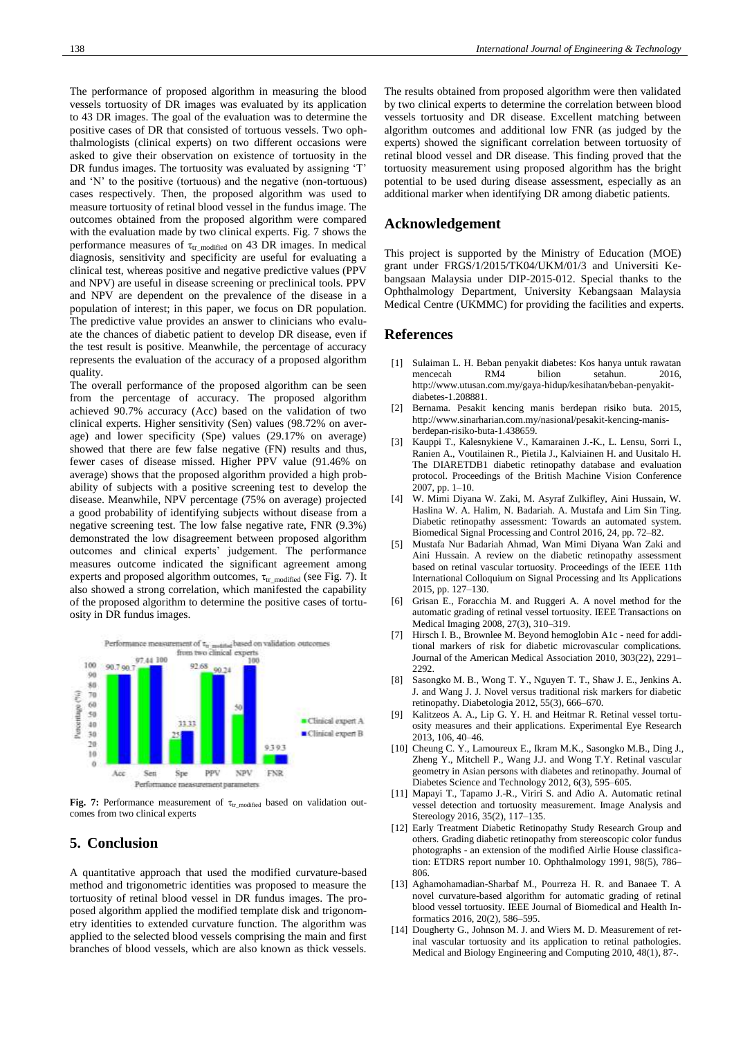The performance of proposed algorithm in measuring the blood vessels tortuosity of DR images was evaluated by its application to 43 DR images. The goal of the evaluation was to determine the positive cases of DR that consisted of tortuous vessels. Two ophthalmologists (clinical experts) on two different occasions were asked to give their observation on existence of tortuosity in the DR fundus images. The tortuosity was evaluated by assigning 'T' and 'N' to the positive (tortuous) and the negative (non-tortuous) cases respectively. Then, the proposed algorithm was used to measure tortuosity of retinal blood vessel in the fundus image. The outcomes obtained from the proposed algorithm were compared with the evaluation made by two clinical experts. Fig. 7 shows the performance measures of $\tau_{tr\_modified}$ on 43 DR images. In medical diagnosis, sensitivity and specificity are useful for evaluating a clinical test, whereas positive and negative predictive values (PPV and NPV) are useful in disease screening or preclinical tools. PPV and NPV are dependent on the prevalence of the disease in a population of interest; in this paper, we focus on DR population. The predictive value provides an answer to clinicians who evaluate the chances of diabetic patient to develop DR disease, even if the test result is positive. Meanwhile, the percentage of accuracy represents the evaluation of the accuracy of a proposed algorithm quality.

The overall performance of the proposed algorithm can be seen from the percentage of accuracy. The proposed algorithm achieved 90.7% accuracy (Acc) based on the validation of two clinical experts. Higher sensitivity (Sen) values (98.72% on average) and lower specificity (Spe) values (29.17% on average) showed that there are few false negative (FN) results and thus, fewer cases of disease missed. Higher PPV value (91.46% on average) shows that the proposed algorithm provided a high probability of subjects with a positive screening test to develop the disease. Meanwhile, NPV percentage (75% on average) projected a good probability of identifying subjects without disease from a negative screening test. The low false negative rate, FNR (9.3%) demonstrated the low disagreement between proposed algorithm outcomes and clinical experts' judgement. The performance measures outcome indicated the significant agreement among experts and proposed algorithm outcomes, $\tau_{tr\_modified}$ (see Fig. 7). It also showed a strong correlation, which manifested the capability of the proposed algorithm to determine the positive cases of tortuosity in DR fundus images.

Performance measurement of $\tau_{tr\_modified}$ based on validation outcomes from two clinical experts

| Performance measurement parameters | Clinical expert A (%) | Clinical expert B (%) |
|---|---|---|
| Acc | 90.7 | 90.7 |
| Sen | 97.44 | 100 |
| Spe | 25 | 33.33 |
| PPV | 92.68 | 90.24 |
| NPV | 50 | 100 |
| FNR | 9.3 | 9.3 |

**Fig. 7:** Performance measurement of $\tau_{tr\_modified}$ based on validation outcomes from two clinical experts

## 5. Conclusion

A quantitative approach that used the modified curvature-based method and trigonometric identities was proposed to measure the tortuosity of retinal blood vessel in DR fundus images. The proposed algorithm applied the modified template disk and trigonometry identities to extended curvature function. The algorithm was applied to the selected blood vessels comprising the main and first branches of blood vessels, which are also known as thick vessels. The results obtained from proposed algorithm were then validated by two clinical experts to determine the correlation between blood vessels tortuosity and DR disease. Excellent matching between algorithm outcomes and additional low FNR (as judged by the experts) showed the significant correlation between tortuosity of retinal blood vessel and DR disease. This finding proved that the tortuosity measurement using proposed algorithm has the bright potential to be used during disease assessment, especially as an additional marker when identifying DR among diabetic patients.

## Acknowledgement

This project is supported by the Ministry of Education (MOE) grant under FRGS/1/2015/TK04/UKM/01/3 and Universiti Kebangsaan Malaysia under DIP-2015-012. Special thanks to the Ophthalmology Department, University Kebangsaan Malaysia Medical Centre (UKMMC) for providing the facilities and experts.

## References

[1] Sulaiman L. H. Beban penyakit diabetes: Kos hanya untuk rawatan mencecah RM4 bilion setahun. 2016, http://www.utusan.com.my/gaya-hidup/kesihatan/beban-penyakit-diabetes-1.208881.

[2] Bernama. Pesakit kencing manis berdepan risiko buta. 2015, http://www.sinarharian.com.my/nasional/pesakit-kencing-manis-berdepan-risiko-buta-1.438659.

[3] Kauppi T., Kalesnykiene V., Kamarainen J.-K., L. Lensu, Sorri I., Ranien A., Voutilainen R., Pietila J., Kalviainen H. and Uusitalo H. The DIARETDB1 diabetic retinopathy database and evaluation protocol. Proceedings of the British Machine Vision Conference 2007, pp. 1–10.

[4] W. Mimi Diyana W. Zaki, M. Asyraf Zulkifley, Aini Hussain, W. Haslina W. A. Halim, N. Badariah. A. Mustafa and Lim Sin Ting. Diabetic retinopathy assessment: Towards an automated system. Biomedical Signal Processing and Control 2016, 24, pp. 72–82.

[5] Mustafa Nur Badariah Ahmad, Wan Mimi Diyana Wan Zaki and Aini Hussain. A review on the diabetic retinopathy assessment based on retinal vascular tortuosity. Proceedings of the IEEE 11th International Colloquium on Signal Processing and Its Applications 2015, pp. 127–130.

[6] Grisan E., Foracchia M. and Ruggeri A. A novel method for the automatic grading of retinal vessel tortuosity. IEEE Transactions on Medical Imaging 2008, 27(3), 310–319.

[7] Hirsch I. B., Brownlee M. Beyond hemoglobin A1c - need for additional markers of risk for diabetic microvascular complications. Journal of the American Medical Association 2010, 303(22), 2291–2292.

[8] Sasongko M. B., Wong T. Y., Nguyen T. T., Shaw J. E., Jenkins A. J. and Wang J. J. Novel versus traditional risk markers for diabetic retinopathy. Diabetologia 2012, 55(3), 666–670.

[9] Kalitzeos A. A., Lip G. Y. H. and Heitmar R. Retinal vessel tortuosity measures and their applications. Experimental Eye Research 2013, 106, 40–46.

[10] Cheung C. Y., Lamoureux E., Ikram M.K., Sasongko M.B., Ding J., Zheng Y., Mitchell P., Wang J.J. and Wong T.Y. Retinal vascular geometry in Asian persons with diabetes and retinopathy. Journal of Diabetes Science and Technology 2012, 6(3), 595–605.

[11] Mapayi T., Tapamo J.-R., Viriri S. and Adio A. Automatic retinal vessel detection and tortuosity measurement. Image Analysis and Stereology 2016, 35(2), 117–135.

[12] Early Treatment Diabetic Retinopathy Study Research Group and others. Grading diabetic retinopathy from stereoscopic color fundus photographs - an extension of the modified Airlie House classification: ETDRS report number 10. Ophthalmology 1991, 98(5), 786–806.

[13] Aghamohamadian-Sharbaf M., Pourreza H. R. and Banaee T. A novel curvature-based algorithm for automatic grading of retinal blood vessel tortuosity. IEEE Journal of Biomedical and Health Informatics 2016, 20(2), 586–595.

[14] Dougherty G., Johnson M. J. and Wiers M. D. Measurement of retinal vascular tortuosity and its application to retinal pathologies. Medical and Biology Engineering and Computing 2010, 48(1), 87-.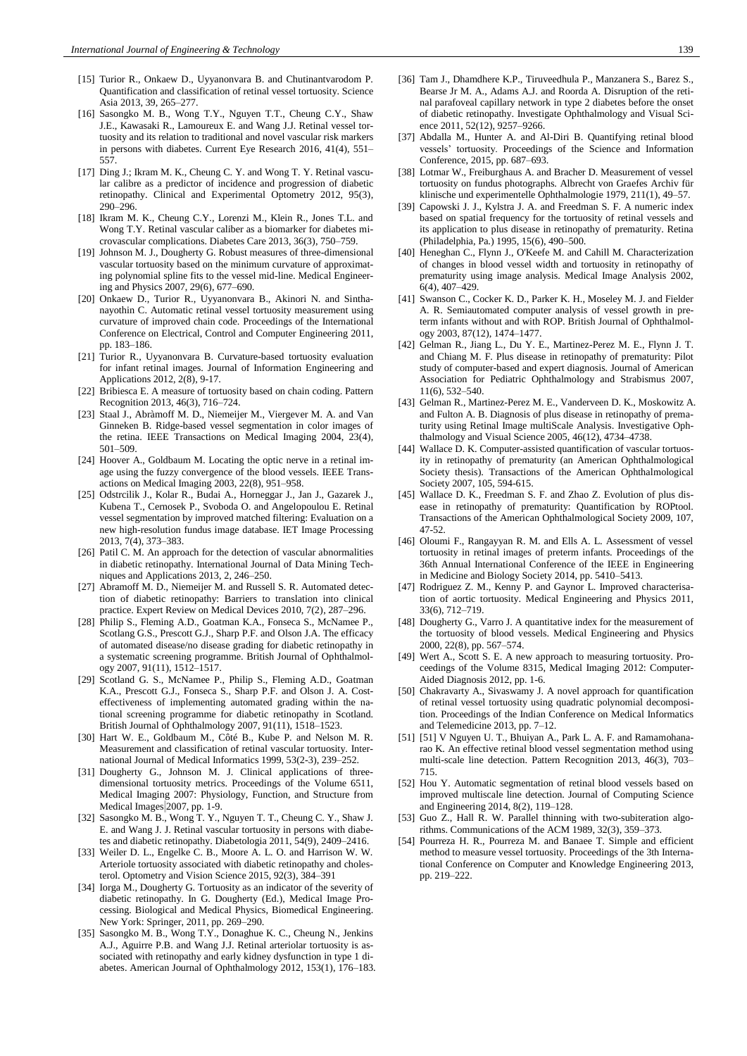[15] Turior R., Onkaew D., Uyyanonvara B. and Chutinantvarodom P. Quantification and classification of retinal vessel tortuosity. Science Asia 2013, 39, 265–277.

[16] Sasongko M. B., Wong T.Y., Nguyen T.T., Cheung C.Y., Shaw J.E., Kawasaki R., Lamoureux E. and Wang J.J. Retinal vessel tortuosity and its relation to traditional and novel vascular risk markers in persons with diabetes. Current Eye Research 2016, 41(4), 551–557.

[17] Ding J.; Ikram M. K., Cheung C. Y. and Wong T. Y. Retinal vascular calibre as a predictor of incidence and progression of diabetic retinopathy. Clinical and Experimental Optometry 2012, 95(3), 290–296.

[18] Ikram M. K., Cheung C.Y., Lorenzi M., Klein R., Jones T.L. and Wong T.Y. Retinal vascular caliber as a biomarker for diabetes microvascular complications. Diabetes Care 2013, 36(3), 750–759.

[19] Johnson M. J., Dougherty G. Robust measures of three-dimensional vascular tortuosity based on the minimum curvature of approximating polynomial spline fits to the vessel mid-line. Medical Engineering and Physics 2007, 29(6), 677–690.

[20] Onkaew D., Turior R., Uyyanonvara B., Akinori N. and Sinthanayothin C. Automatic retinal vessel tortuosity measurement using curvature of improved chain code. Proceedings of the International Conference on Electrical, Control and Computer Engineering 2011, pp. 183–186.

[21] Turior R., Uyyanonvara B. Curvature-based tortuosity evaluation for infant retinal images. Journal of Information Engineering and Applications 2012, 2(8), 9-17.

[22] Bribiesca E. A measure of tortuosity based on chain coding. Pattern Recognition 2013, 46(3), 716–724.

[23] Staal J., Abràmoff M. D., Niemeijer M., Viergever M. A. and Van Ginneken B. Ridge-based vessel segmentation in color images of the retina. IEEE Transactions on Medical Imaging 2004, 23(4), 501–509.

[24] Hoover A., Goldbaum M. Locating the optic nerve in a retinal image using the fuzzy convergence of the blood vessels. IEEE Transactions on Medical Imaging 2003, 22(8), 951–958.

[25] Odstrcilik J., Kolar R., Budai A., Horneggar J., Jan J., Gazarek J., Kubena T., Cernosek P., Svoboda O. and Angelopoulou E. Retinal vessel segmentation by improved matched filtering: Evaluation on a new high-resolution fundus image database. IET Image Processing 2013, 7(4), 373–383.

[26] Patil C. M. An approach for the detection of vascular abnormalities in diabetic retinopathy. International Journal of Data Mining Techniques and Applications 2013, 2, 246–250.

[27] Abramoff M. D., Niemeijer M. and Russell S. R. Automated detection of diabetic retinopathy: Barriers to translation into clinical practice. Expert Review on Medical Devices 2010, 7(2), 287–296.

[28] Philip S., Fleming A.D., Goatman K.A., Fonseca S., McNamee P., Scotlang G.S., Prescott G.J., Sharp P.F. and Olson J.A. The efficacy of automated disease/no disease grading for diabetic retinopathy in a systematic screening programme. British Journal of Ophthalmology 2007, 91(11), 1512–1517.

[29] Scotland G. S., McNamee P., Philip S., Fleming A.D., Goatman K.A., Prescott G.J., Fonseca S., Sharp P.F. and Olson J. A. Cost-effectiveness of implementing automated grading within the national screening programme for diabetic retinopathy in Scotland. British Journal of Ophthalmology 2007, 91(11), 1518–1523.

[30] Hart W. E., Goldbaum M., Côté B., Kube P. and Nelson M. R. Measurement and classification of retinal vascular tortuosity. International Journal of Medical Informatics 1999, 53(2-3), 239–252.

[31] Dougherty G., Johnson M. J. Clinical applications of three-dimensional tortuosity metrics. Proceedings of the Volume 6511, Medical Imaging 2007: Physiology, Function, and Structure from Medical Images 2007, pp. 1-9.

[32] Sasongko M. B., Wong T. Y., Nguyen T. T., Cheung C. Y., Shaw J. E. and Wang J. J. Retinal vascular tortuosity in persons with diabetes and diabetic retinopathy. Diabetologia 2011, 54(9), 2409–2416.

[33] Weiler D. L., Engelke C. B., Moore A. L. O. and Harrison W. W. Arteriole tortuosity associated with diabetic retinopathy and cholesterol. Optometry and Vision Science 2015, 92(3), 384–391

[34] Iorga M., Dougherty G. Tortuosity as an indicator of the severity of diabetic retinopathy. In G. Dougherty (Ed.), Medical Image Processing. Biological and Medical Physics, Biomedical Engineering. New York: Springer, 2011, pp. 269–290.

[35] Sasongko M. B., Wong T.Y., Donaghue K. C., Cheung N., Jenkins A.J., Aguirre P.B. and Wang J.J. Retinal arteriolar tortuosity is associated with retinopathy and early kidney dysfunction in type 1 diabetes. American Journal of Ophthalmology 2012, 153(1), 176–183.

[36] Tam J., Dhamdhere K.P., Tiruveedhula P., Manzanera S., Barez S., Bearse Jr M. A., Adams A.J. and Roorda A. Disruption of the retinal parafoveal capillary network in type 2 diabetes before the onset of diabetic retinopathy. Investigate Ophthalmology and Visual Science 2011, 52(12), 9257–9266.

[37] Abdalla M., Hunter A. and Al-Diri B. Quantifying retinal blood vessels' tortuosity. Proceedings of the Science and Information Conference, 2015, pp. 687–693.

[38] Lotmar W., Freiburghaus A. and Bracher D. Measurement of vessel tortuosity on fundus photographs. Albrecht von Graefes Archiv für klinische und experimentelle Ophthalmologie 1979, 211(1), 49–57.

[39] Capowski J. J., Kylstra J. A. and Freedman S. F. A numeric index based on spatial frequency for the tortuosity of retinal vessels and its application to plus disease in retinopathy of prematurity. Retina (Philadelphia, Pa.) 1995, 15(6), 490–500.

[40] Heneghan C., Flynn J., O'Keefe M. and Cahill M. Characterization of changes in blood vessel width and tortuosity in retinopathy of prematurity using image analysis. Medical Image Analysis 2002, 6(4), 407–429.

[41] Swanson C., Cocker K. D., Parker K. H., Moseley M. J. and Fielder A. R. Semiautomated computer analysis of vessel growth in preterm infants without and with ROP. British Journal of Ophthalmology 2003, 87(12), 1474–1477.

[42] Gelman R., Jiang L., Du Y. E., Martinez-Perez M. E., Flynn J. T. and Chiang M. F. Plus disease in retinopathy of prematurity: Pilot study of computer-based and expert diagnosis. Journal of American Association for Pediatric Ophthalmology and Strabismus 2007, 11(6), 532–540.

[43] Gelman R., Martinez-Perez M. E., Vanderveen D. K., Moskowitz A. and Fulton A. B. Diagnosis of plus disease in retinopathy of prematurity using Retinal Image multiScale Analysis. Investigative Ophthalmology and Visual Science 2005, 46(12), 4734–4738.

[44] Wallace D. K. Computer-assisted quantification of vascular tortuosity in retinopathy of prematurity (an American Ophthalmological Society thesis). Transactions of the American Ophthalmological Society 2007, 105, 594-615.

[45] Wallace D. K., Freedman S. F. and Zhao Z. Evolution of plus disease in retinopathy of prematurity: Quantification by ROPtool. Transactions of the American Ophthalmological Society 2009, 107, 47-52.

[46] Oloumi F., Rangayyan R. M. and Ells A. L. Assessment of vessel tortuosity in retinal images of preterm infants. Proceedings of the 36th Annual International Conference of the IEEE in Engineering in Medicine and Biology Society 2014, pp. 5410–5413.

[47] Rodriguez Z. M., Kenny P. and Gaynor L. Improved characterisation of aortic tortuosity. Medical Engineering and Physics 2011, 33(6), 712–719.

[48] Dougherty G., Varro J. A quantitative index for the measurement of the tortuosity of blood vessels. Medical Engineering and Physics 2000, 22(8), pp. 567–574.

[49] Wert A., Scott S. E. A new approach to measuring tortuosity. Proceedings of the Volume 8315, Medical Imaging 2012: Computer-Aided Diagnosis 2012, pp. 1-6.

[50] Chakravarty A., Sivaswamy J. A novel approach for quantification of retinal vessel tortuosity using quadratic polynomial decomposition. Proceedings of the Indian Conference on Medical Informatics and Telemedicine 2013, pp. 7–12.

[51] [51] V Nguyen U. T., Bhuiyan A., Park L. A. F. and Ramamohanarao K. An effective retinal blood vessel segmentation method using multi-scale line detection. Pattern Recognition 2013, 46(3), 703–715.

[52] Hou Y. Automatic segmentation of retinal blood vessels based on improved multiscale line detection. Journal of Computing Science and Engineering 2014, 8(2), 119–128.

[53] Guo Z., Hall R. W. Parallel thinning with two-subiteration algorithms. Communications of the ACM 1989, 32(3), 359–373.

[54] Pourreza H. R., Pourreza M. and Banaee T. Simple and efficient method to measure vessel tortuosity. Proceedings of the 3th International Conference on Computer and Knowledge Engineering 2013, pp. 219–222.